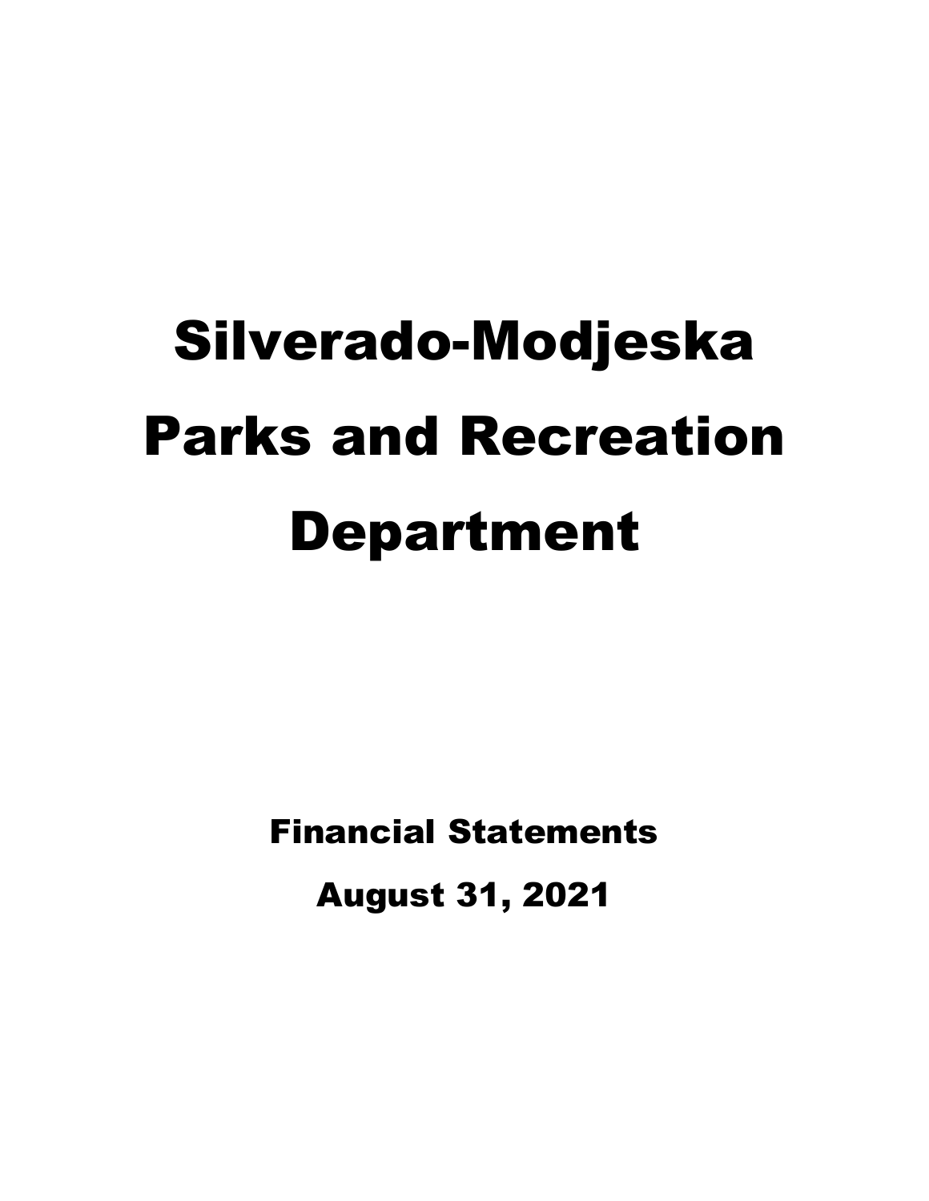# Silverado-Modjeska Parks and Recreation Department

## Financial Statements

## August 31, 2021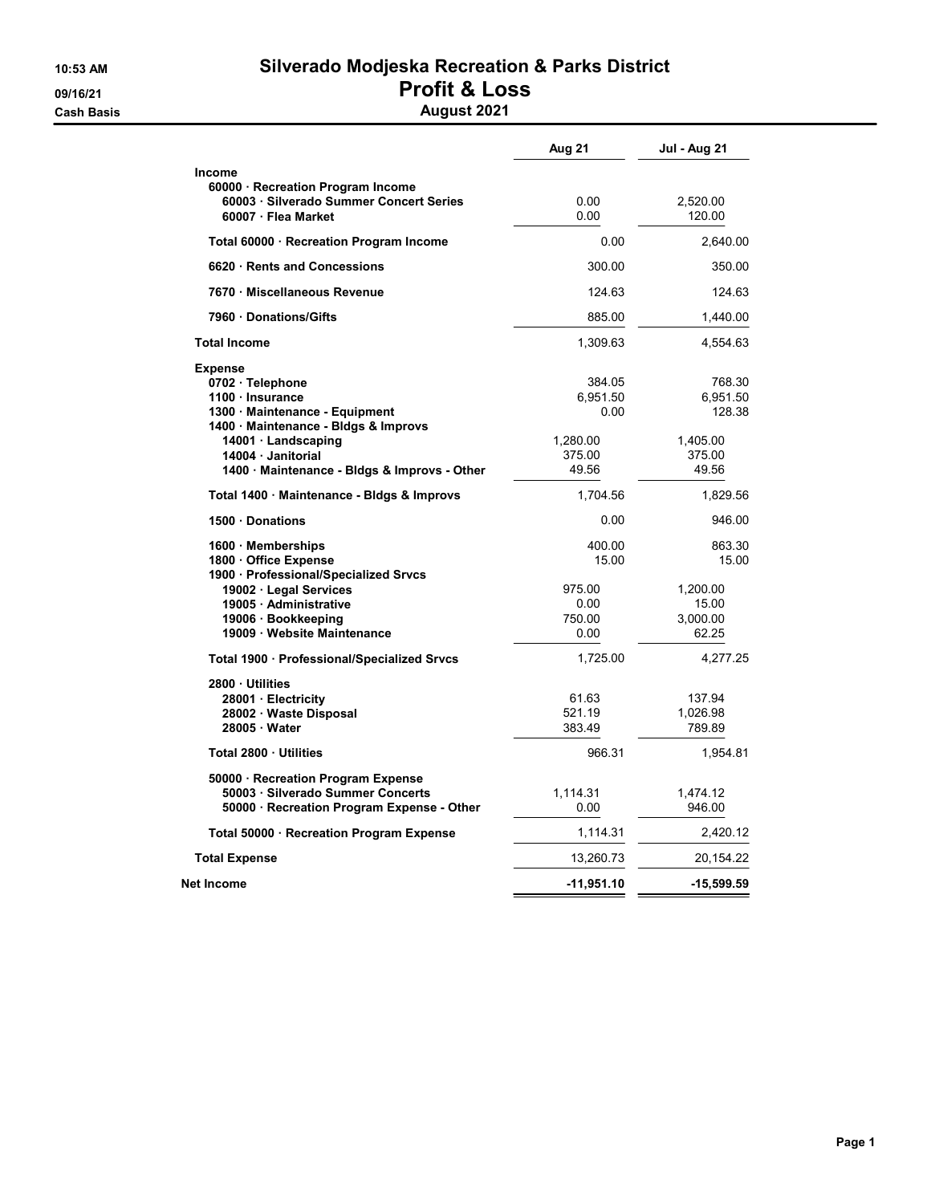**10:53 AM**
**09/16/21**
**Cash Basis**

# Silverado Modjeska Recreation & Parks District

## Profit & Loss

### August 2021

| | Aug 21 | Jul - Aug 21 |
|---|---|---|
| **Income** | | |
| **60000 · Recreation Program Income** | | |
| **60003 · Silverado Summer Concert Series** | 0.00 | 2,520.00 |
| **60007 · Flea Market** | 0.00 | 120.00 |
| **Total 60000 · Recreation Program Income** | 0.00 | 2,640.00 |
| **6620 · Rents and Concessions** | 300.00 | 350.00 |
| **7670 · Miscellaneous Revenue** | 124.63 | 124.63 |
| **7960 · Donations/Gifts** | 885.00 | 1,440.00 |
| **Total Income** | 1,309.63 | 4,554.63 |
| **Expense** | | |
| **0702 · Telephone** | 384.05 | 768.30 |
| **1100 · Insurance** | 6,951.50 | 6,951.50 |
| **1300 · Maintenance - Equipment** | 0.00 | 128.38 |
| **1400 · Maintenance - Bldgs & Improvs** | | |
| **14001 · Landscaping** | 1,280.00 | 1,405.00 |
| **14004 · Janitorial** | 375.00 | 375.00 |
| **1400 · Maintenance - Bldgs & Improvs - Other** | 49.56 | 49.56 |
| **Total 1400 · Maintenance - Bldgs & Improvs** | 1,704.56 | 1,829.56 |
| **1500 · Donations** | 0.00 | 946.00 |
| **1600 · Memberships** | 400.00 | 863.30 |
| **1800 · Office Expense** | 15.00 | 15.00 |
| **1900 · Professional/Specialized Srvcs** | | |
| **19002 · Legal Services** | 975.00 | 1,200.00 |
| **19005 · Administrative** | 0.00 | 15.00 |
| **19006 · Bookkeeping** | 750.00 | 3,000.00 |
| **19009 · Website Maintenance** | 0.00 | 62.25 |
| **Total 1900 · Professional/Specialized Srvcs** | 1,725.00 | 4,277.25 |
| **2800 · Utilities** | | |
| **28001 · Electricity** | 61.63 | 137.94 |
| **28002 · Waste Disposal** | 521.19 | 1,026.98 |
| **28005 · Water** | 383.49 | 789.89 |
| **Total 2800 · Utilities** | 966.31 | 1,954.81 |
| **50000 · Recreation Program Expense** | | |
| **50003 · Silverado Summer Concerts** | 1,114.31 | 1,474.12 |
| **50000 · Recreation Program Expense - Other** | 0.00 | 946.00 |
| **Total 50000 · Recreation Program Expense** | 1,114.31 | 2,420.12 |
| **Total Expense** | 13,260.73 | 20,154.22 |
| **Net Income** | **-11,951.10** | **-15,599.59** |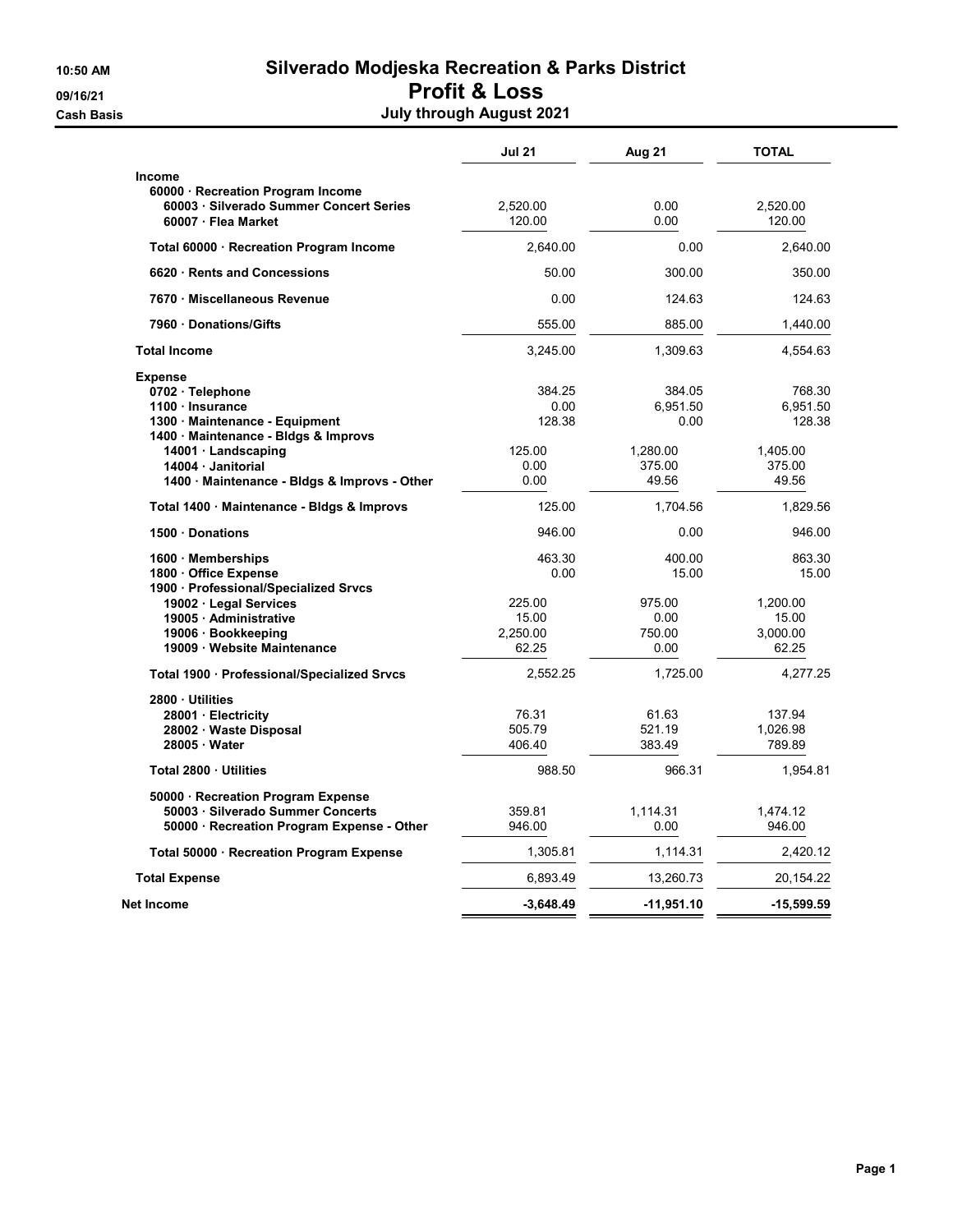10:50 AM
09/16/21
Cash Basis

# Silverado Modjeska Recreation & Parks District

## Profit & Loss

### July through August 2021

| | Jul 21 | Aug 21 | TOTAL |
|---|---|---|---|
| **Income** | | | |
| **60000 · Recreation Program Income** | | | |
| **60003 · Silverado Summer Concert Series** | 2,520.00 | 0.00 | 2,520.00 |
| **60007 · Flea Market** | 120.00 | 0.00 | 120.00 |
| **Total 60000 · Recreation Program Income** | 2,640.00 | 0.00 | 2,640.00 |
| **6620 · Rents and Concessions** | 50.00 | 300.00 | 350.00 |
| **7670 · Miscellaneous Revenue** | 0.00 | 124.63 | 124.63 |
| **7960 · Donations/Gifts** | 555.00 | 885.00 | 1,440.00 |
| **Total Income** | 3,245.00 | 1,309.63 | 4,554.63 |
| **Expense** | | | |
| **0702 · Telephone** | 384.25 | 384.05 | 768.30 |
| **1100 · Insurance** | 0.00 | 6,951.50 | 6,951.50 |
| **1300 · Maintenance - Equipment** | 128.38 | 0.00 | 128.38 |
| **1400 · Maintenance - Bldgs & Improvs** | | | |
| **14001 · Landscaping** | 125.00 | 1,280.00 | 1,405.00 |
| **14004 · Janitorial** | 0.00 | 375.00 | 375.00 |
| **1400 · Maintenance - Bldgs & Improvs - Other** | 0.00 | 49.56 | 49.56 |
| **Total 1400 · Maintenance - Bldgs & Improvs** | 125.00 | 1,704.56 | 1,829.56 |
| **1500 · Donations** | 946.00 | 0.00 | 946.00 |
| **1600 · Memberships** | 463.30 | 400.00 | 863.30 |
| **1800 · Office Expense** | 0.00 | 15.00 | 15.00 |
| **1900 · Professional/Specialized Srvcs** | | | |
| **19002 · Legal Services** | 225.00 | 975.00 | 1,200.00 |
| **19005 · Administrative** | 15.00 | 0.00 | 15.00 |
| **19006 · Bookkeeping** | 2,250.00 | 750.00 | 3,000.00 |
| **19009 · Website Maintenance** | 62.25 | 0.00 | 62.25 |
| **Total 1900 · Professional/Specialized Srvcs** | 2,552.25 | 1,725.00 | 4,277.25 |
| **2800 · Utilities** | | | |
| **28001 · Electricity** | 76.31 | 61.63 | 137.94 |
| **28002 · Waste Disposal** | 505.79 | 521.19 | 1,026.98 |
| **28005 · Water** | 406.40 | 383.49 | 789.89 |
| **Total 2800 · Utilities** | 988.50 | 966.31 | 1,954.81 |
| **50000 · Recreation Program Expense** | | | |
| **50003 · Silverado Summer Concerts** | 359.81 | 1,114.31 | 1,474.12 |
| **50000 · Recreation Program Expense - Other** | 946.00 | 0.00 | 946.00 |
| **Total 50000 · Recreation Program Expense** | 1,305.81 | 1,114.31 | 2,420.12 |
| **Total Expense** | 6,893.49 | 13,260.73 | 20,154.22 |
| **Net Income** | **-3,648.49** | **-11,951.10** | **-15,599.59** |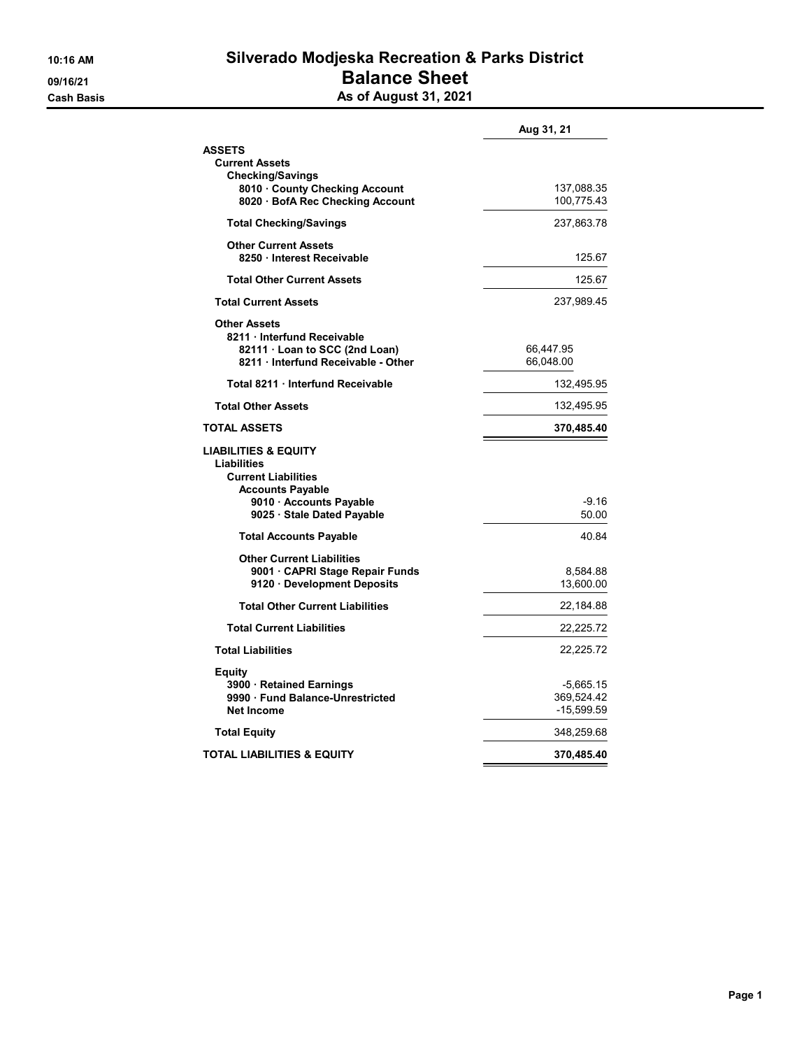10:16 AM
09/16/21
Cash Basis

# Silverado Modjeska Recreation & Parks District

## Balance Sheet

### As of August 31, 2021

| | Aug 31, 21 |
|---|---|
| **ASSETS** | |
| **Current Assets** | |
| **Checking/Savings** | |
| **8010 · County Checking Account** | 137,088.35 |
| **8020 · BofA Rec Checking Account** | 100,775.43 |
| **Total Checking/Savings** | 237,863.78 |
| **Other Current Assets** | |
| **8250 · Interest Receivable** | 125.67 |
| **Total Other Current Assets** | 125.67 |
| **Total Current Assets** | 237,989.45 |
| **Other Assets** | |
| **8211 · Interfund Receivable** | |
| **82111 · Loan to SCC (2nd Loan)** | 66,447.95 |
| **8211 · Interfund Receivable - Other** | 66,048.00 |
| **Total 8211 · Interfund Receivable** | 132,495.95 |
| **Total Other Assets** | 132,495.95 |
| **TOTAL ASSETS** | **370,485.40** |
| **LIABILITIES & EQUITY** | |
| **Liabilities** | |
| **Current Liabilities** | |
| **Accounts Payable** | |
| **9010 · Accounts Payable** | -9.16 |
| **9025 · Stale Dated Payable** | 50.00 |
| **Total Accounts Payable** | 40.84 |
| **Other Current Liabilities** | |
| **9001 · CAPRI Stage Repair Funds** | 8,584.88 |
| **9120 · Development Deposits** | 13,600.00 |
| **Total Other Current Liabilities** | 22,184.88 |
| **Total Current Liabilities** | 22,225.72 |
| **Total Liabilities** | 22,225.72 |
| **Equity** | |
| **3900 · Retained Earnings** | -5,665.15 |
| **9990 · Fund Balance-Unrestricted** | 369,524.42 |
| **Net Income** | -15,599.59 |
| **Total Equity** | 348,259.68 |
| **TOTAL LIABILITIES & EQUITY** | **370,485.40** |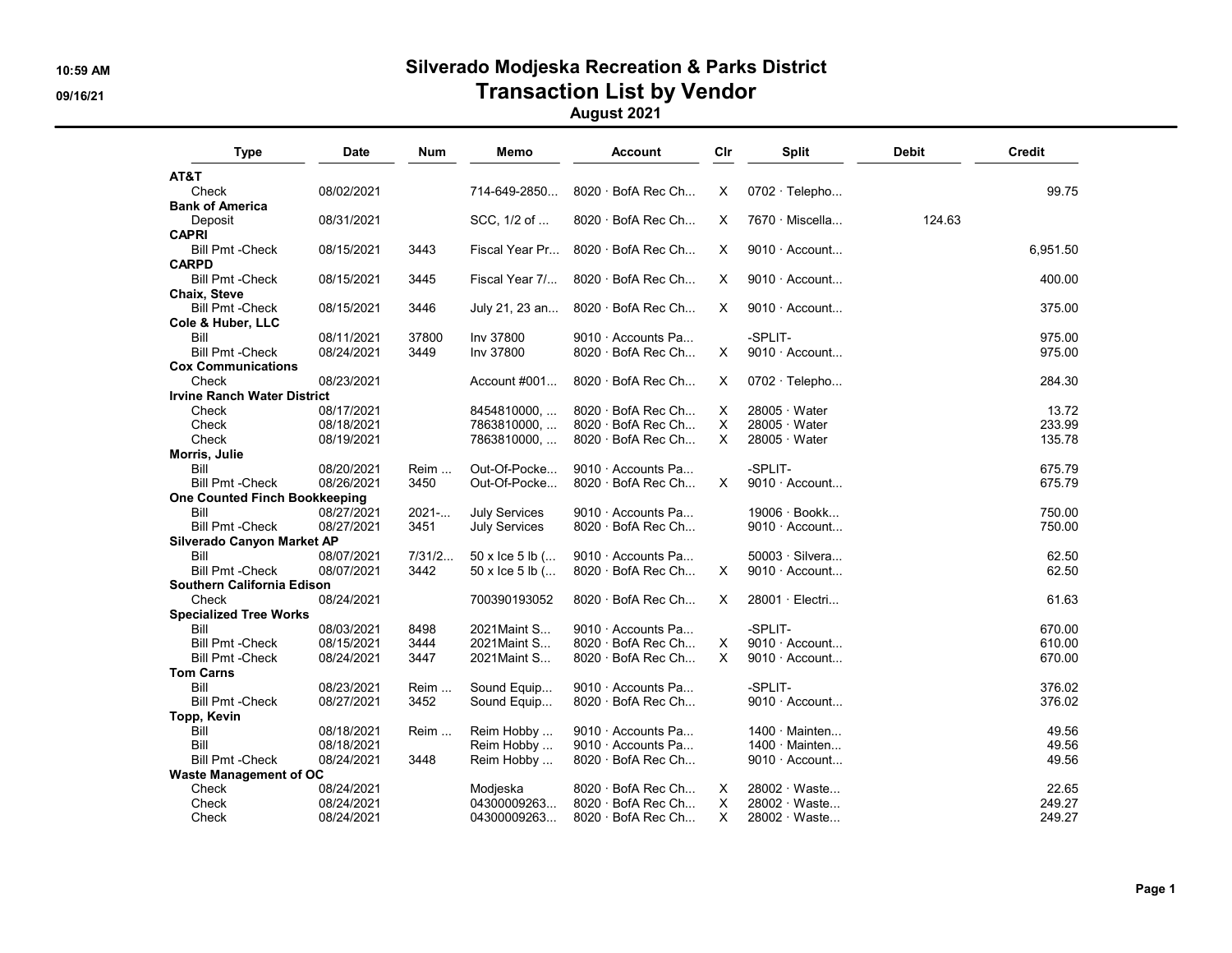# Silverado Modjeska Recreation & Parks District

## Transaction List by Vendor

### August 2021

| Type | Date | Num | Memo | Account | Clr | Split | Debit | Credit |
|---|---|---|---|---|---|---|---|---|
| **AT&T** | | | | | | | | |
| Check | 08/02/2021 | | 714-649-2850... | 8020 · BofA Rec Ch... | X | 0702 · Telepho... | | 99.75 |
| **Bank of America** | | | | | | | | |
| Deposit | 08/31/2021 | | SCC, 1/2 of ... | 8020 · BofA Rec Ch... | X | 7670 · Miscella... | 124.63 | |
| **CAPRI** | | | | | | | | |
| Bill Pmt -Check | 08/15/2021 | 3443 | Fiscal Year Pr... | 8020 · BofA Rec Ch... | X | 9010 · Account... | | 6,951.50 |
| **CARPD** | | | | | | | | |
| Bill Pmt -Check | 08/15/2021 | 3445 | Fiscal Year 7/... | 8020 · BofA Rec Ch... | X | 9010 · Account... | | 400.00 |
| **Chaix, Steve** | | | | | | | | |
| Bill Pmt -Check | 08/15/2021 | 3446 | July 21, 23 an... | 8020 · BofA Rec Ch... | X | 9010 · Account... | | 375.00 |
| **Cole & Huber, LLC** | | | | | | | | |
| Bill | 08/11/2021 | 37800 | Inv 37800 | 9010 · Accounts Pa... | | -SPLIT- | | 975.00 |
| Bill Pmt -Check | 08/24/2021 | 3449 | Inv 37800 | 8020 · BofA Rec Ch... | X | 9010 · Account... | | 975.00 |
| **Cox Communications** | | | | | | | | |
| Check | 08/23/2021 | | Account #001... | 8020 · BofA Rec Ch... | X | 0702 · Telepho... | | 284.30 |
| **Irvine Ranch Water District** | | | | | | | | |
| Check | 08/17/2021 | | 8454810000, ... | 8020 · BofA Rec Ch... | X | 28005 · Water | | 13.72 |
| Check | 08/18/2021 | | 7863810000, ... | 8020 · BofA Rec Ch... | X | 28005 · Water | | 233.99 |
| Check | 08/19/2021 | | 7863810000, ... | 8020 · BofA Rec Ch... | X | 28005 · Water | | 135.78 |
| **Morris, Julie** | | | | | | | | |
| Bill | 08/20/2021 | Reim ... | Out-Of-Pocke... | 9010 · Accounts Pa... | | -SPLIT- | | 675.79 |
| Bill Pmt -Check | 08/26/2021 | 3450 | Out-Of-Pocke... | 8020 · BofA Rec Ch... | X | 9010 · Account... | | 675.79 |
| **One Counted Finch Bookkeeping** | | | | | | | | |
| Bill | 08/27/2021 | 2021-... | July Services | 9010 · Accounts Pa... | | 19006 · Bookk... | | 750.00 |
| Bill Pmt -Check | 08/27/2021 | 3451 | July Services | 8020 · BofA Rec Ch... | | 9010 · Account... | | 750.00 |
| **Silverado Canyon Market AP** | | | | | | | | |
| Bill | 08/07/2021 | 7/31/2... | 50 x Ice 5 lb (... | 9010 · Accounts Pa... | | 50003 · Silvera... | | 62.50 |
| Bill Pmt -Check | 08/07/2021 | 3442 | 50 x Ice 5 lb (... | 8020 · BofA Rec Ch... | X | 9010 · Account... | | 62.50 |
| **Southern California Edison** | | | | | | | | |
| Check | 08/24/2021 | | 700390193052 | 8020 · BofA Rec Ch... | X | 28001 · Electri... | | 61.63 |
| **Specialized Tree Works** | | | | | | | | |
| Bill | 08/03/2021 | 8498 | 2021Maint S... | 9010 · Accounts Pa... | | -SPLIT- | | 670.00 |
| Bill Pmt -Check | 08/15/2021 | 3444 | 2021Maint S... | 8020 · BofA Rec Ch... | X | 9010 · Account... | | 610.00 |
| Bill Pmt -Check | 08/24/2021 | 3447 | 2021Maint S... | 8020 · BofA Rec Ch... | X | 9010 · Account... | | 670.00 |
| **Tom Carns** | | | | | | | | |
| Bill | 08/23/2021 | Reim ... | Sound Equip... | 9010 · Accounts Pa... | | -SPLIT- | | 376.02 |
| Bill Pmt -Check | 08/27/2021 | 3452 | Sound Equip... | 8020 · BofA Rec Ch... | | 9010 · Account... | | 376.02 |
| **Topp, Kevin** | | | | | | | | |
| Bill | 08/18/2021 | Reim ... | Reim Hobby ... | 9010 · Accounts Pa... | | 1400 · Mainten... | | 49.56 |
| Bill | 08/18/2021 | | Reim Hobby ... | 9010 · Accounts Pa... | | 1400 · Mainten... | | 49.56 |
| Bill Pmt -Check | 08/24/2021 | 3448 | Reim Hobby ... | 8020 · BofA Rec Ch... | | 9010 · Account... | | 49.56 |
| **Waste Management of OC** | | | | | | | | |
| Check | 08/24/2021 | | Modjeska | 8020 · BofA Rec Ch... | X | 28002 · Waste... | | 22.65 |
| Check | 08/24/2021 | | 04300009263... | 8020 · BofA Rec Ch... | X | 28002 · Waste... | | 249.27 |
| Check | 08/24/2021 | | 04300009263... | 8020 · BofA Rec Ch... | X | 28002 · Waste... | | 249.27 |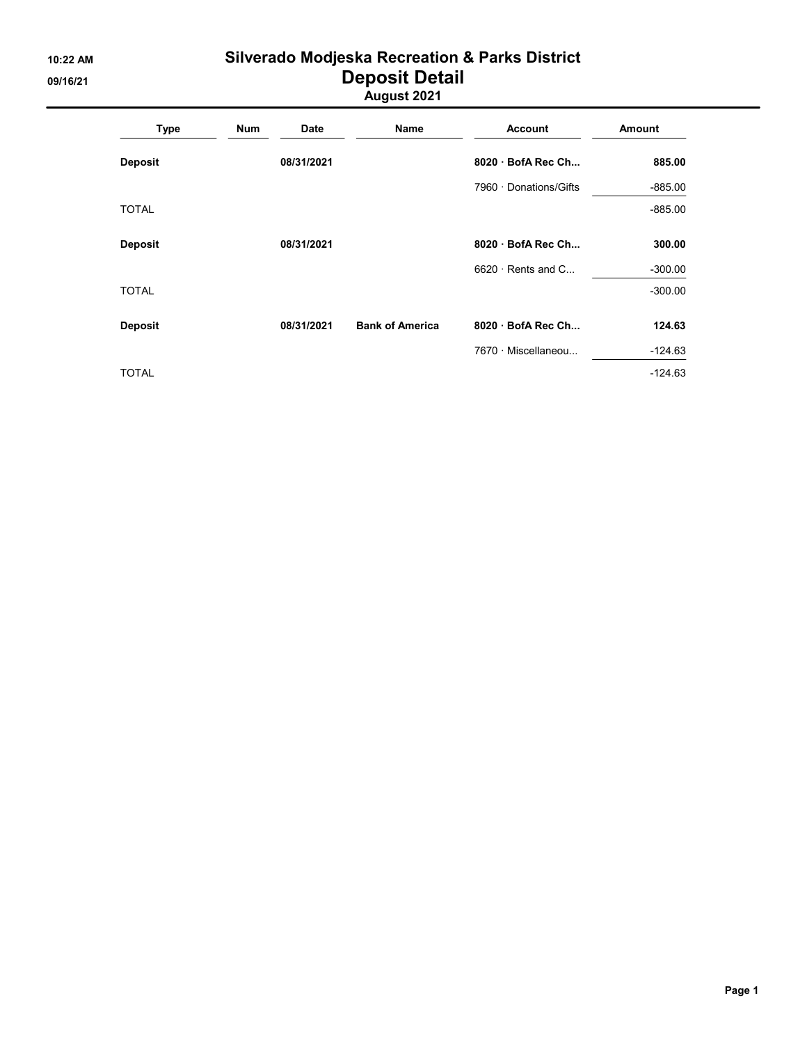10:22 AM

09/16/21

# Silverado Modjeska Recreation & Parks District
## Deposit Detail
### August 2021

| Type | Num | Date | Name | Account | Amount |
|---|---|---|---|---|---|
| **Deposit** | | **08/31/2021** | | **8020 · BofA Rec Ch...** | **885.00** |
| | | | | 7960 · Donations/Gifts | -885.00 |
| TOTAL | | | | | -885.00 |
| **Deposit** | | **08/31/2021** | | **8020 · BofA Rec Ch...** | **300.00** |
| | | | | 6620 · Rents and C... | -300.00 |
| TOTAL | | | | | -300.00 |
| **Deposit** | | **08/31/2021** | **Bank of America** | **8020 · BofA Rec Ch...** | **124.63** |
| | | | | 7670 · Miscellaneou... | -124.63 |
| TOTAL | | | | | -124.63 |